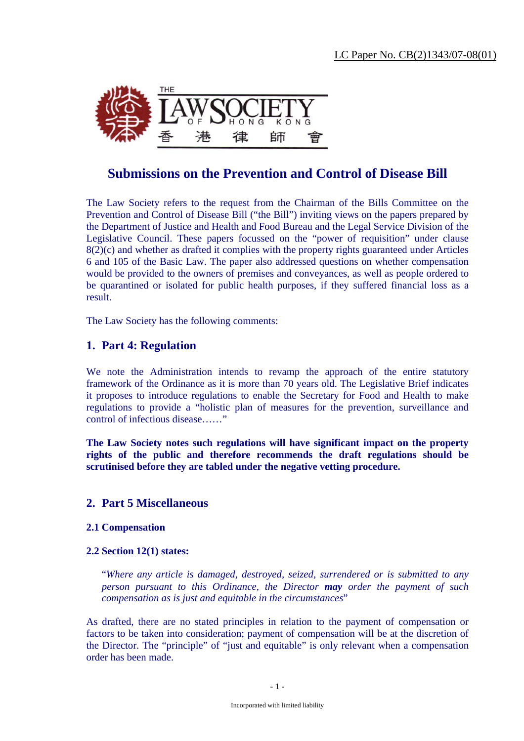LC Paper No. CB(2)1343/07-08(01)

THE LAW SOCIETY OF HONG KONG
香 港 律 師 會

# Submissions on the Prevention and Control of Disease Bill

The Law Society refers to the request from the Chairman of the Bills Committee on the Prevention and Control of Disease Bill ("the Bill") inviting views on the papers prepared by the Department of Justice and Health and Food Bureau and the Legal Service Division of the Legislative Council. These papers focussed on the "power of requisition" under clause 8(2)(c) and whether as drafted it complies with the property rights guaranteed under Articles 6 and 105 of the Basic Law. The paper also addressed questions on whether compensation would be provided to the owners of premises and conveyances, as well as people ordered to be quarantined or isolated for public health purposes, if they suffered financial loss as a result.

The Law Society has the following comments:

## 1. Part 4: Regulation

We note the Administration intends to revamp the approach of the entire statutory framework of the Ordinance as it is more than 70 years old. The Legislative Brief indicates it proposes to introduce regulations to enable the Secretary for Food and Health to make regulations to provide a "holistic plan of measures for the prevention, surveillance and control of infectious disease……"

**The Law Society notes such regulations will have significant impact on the property rights of the public and therefore recommends the draft regulations should be scrutinised before they are tabled under the negative vetting procedure.**

## 2. Part 5 Miscellaneous

### 2.1 Compensation

### 2.2 Section 12(1) states:

> "*Where any article is damaged, destroyed, seized, surrendered or is submitted to any person pursuant to this Ordinance, the Director* ***may*** *order the payment of such compensation as is just and equitable in the circumstances*"

As drafted, there are no stated principles in relation to the payment of compensation or factors to be taken into consideration; payment of compensation will be at the discretion of the Director. The "principle" of "just and equitable" is only relevant when a compensation order has been made.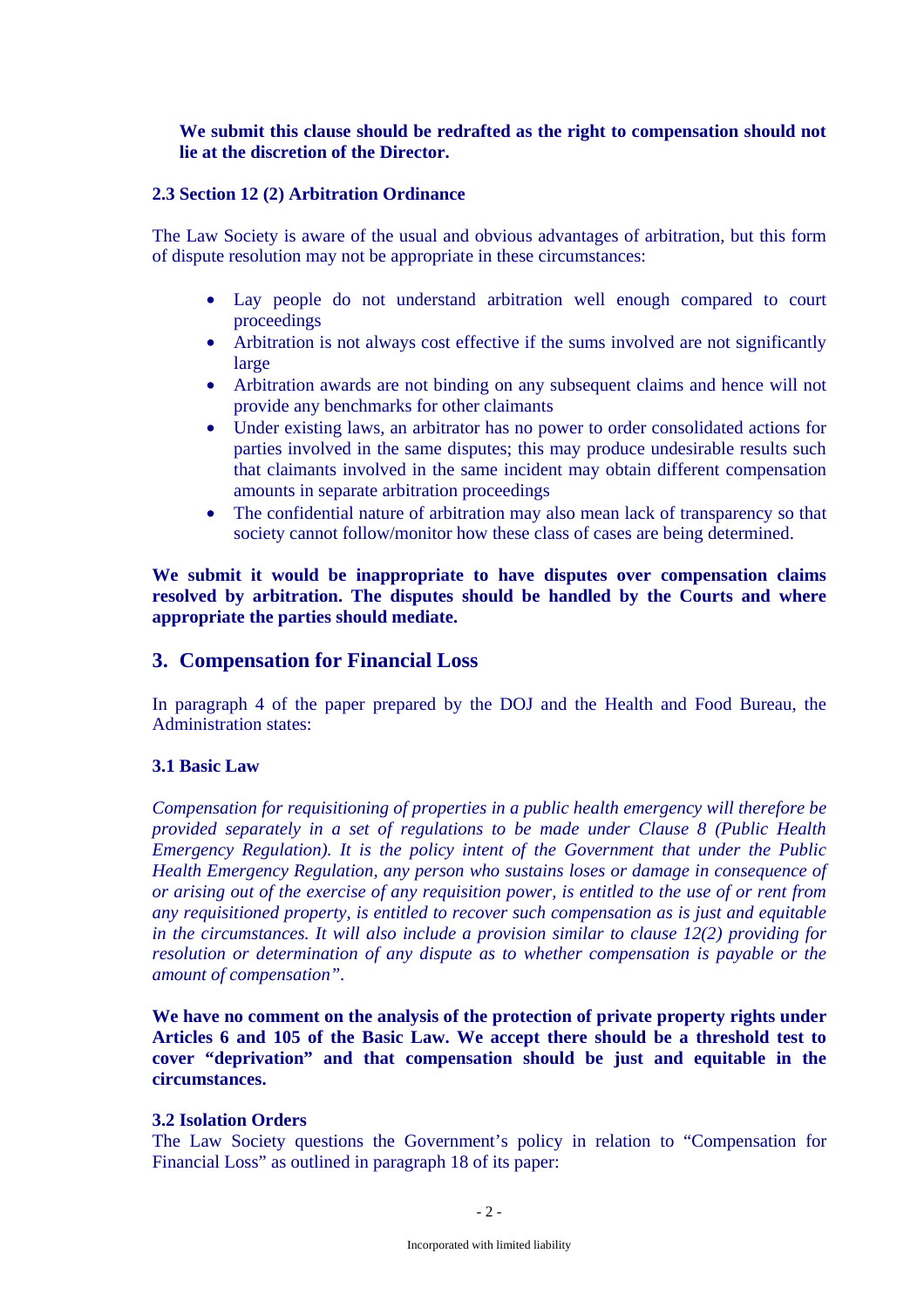**We submit this clause should be redrafted as the right to compensation should not lie at the discretion of the Director.**

### 2.3 Section 12 (2) Arbitration Ordinance

The Law Society is aware of the usual and obvious advantages of arbitration, but this form of dispute resolution may not be appropriate in these circumstances:

- Lay people do not understand arbitration well enough compared to court proceedings
- Arbitration is not always cost effective if the sums involved are not significantly large
- Arbitration awards are not binding on any subsequent claims and hence will not provide any benchmarks for other claimants
- Under existing laws, an arbitrator has no power to order consolidated actions for parties involved in the same disputes; this may produce undesirable results such that claimants involved in the same incident may obtain different compensation amounts in separate arbitration proceedings
- The confidential nature of arbitration may also mean lack of transparency so that society cannot follow/monitor how these class of cases are being determined.

**We submit it would be inappropriate to have disputes over compensation claims resolved by arbitration. The disputes should be handled by the Courts and where appropriate the parties should mediate.**

## 3. Compensation for Financial Loss

In paragraph 4 of the paper prepared by the DOJ and the Health and Food Bureau, the Administration states:

### 3.1 Basic Law

*Compensation for requisitioning of properties in a public health emergency will therefore be provided separately in a set of regulations to be made under Clause 8 (Public Health Emergency Regulation). It is the policy intent of the Government that under the Public Health Emergency Regulation, any person who sustains loses or damage in consequence of or arising out of the exercise of any requisition power, is entitled to the use of or rent from any requisitioned property, is entitled to recover such compensation as is just and equitable in the circumstances. It will also include a provision similar to clause 12(2) providing for resolution or determination of any dispute as to whether compensation is payable or the amount of compensation".*

**We have no comment on the analysis of the protection of private property rights under Articles 6 and 105 of the Basic Law. We accept there should be a threshold test to cover "deprivation" and that compensation should be just and equitable in the circumstances.**

### 3.2 Isolation Orders

The Law Society questions the Government's policy in relation to "Compensation for Financial Loss" as outlined in paragraph 18 of its paper: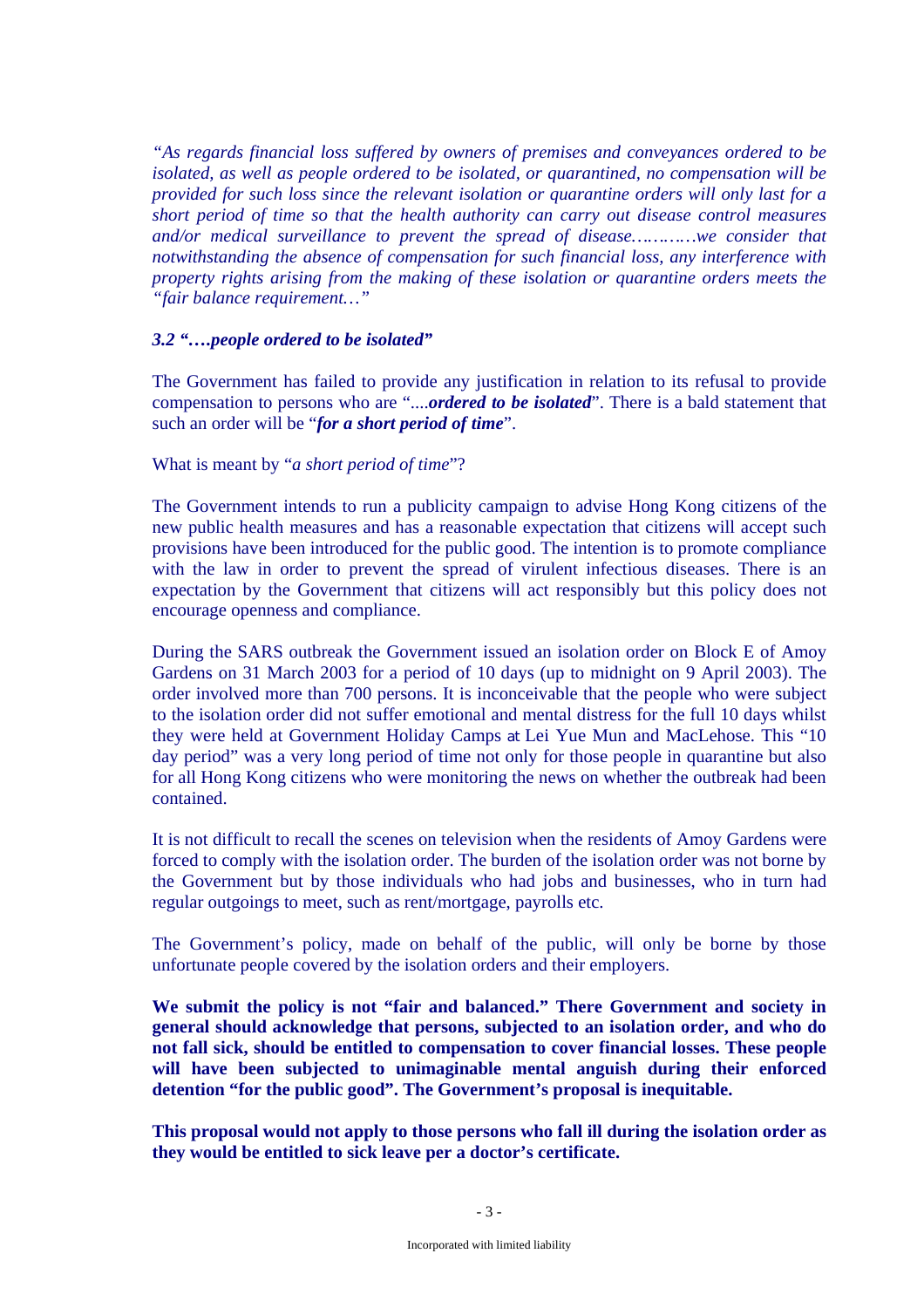*"As regards financial loss suffered by owners of premises and conveyances ordered to be isolated, as well as people ordered to be isolated, or quarantined, no compensation will be provided for such loss since the relevant isolation or quarantine orders will only last for a short period of time so that the health authority can carry out disease control measures and/or medical surveillance to prevent the spread of disease…………we consider that notwithstanding the absence of compensation for such financial loss, any interference with property rights arising from the making of these isolation or quarantine orders meets the "fair balance requirement…"*

### *3.2 "….people ordered to be isolated"*

The Government has failed to provide any justification in relation to its refusal to provide compensation to persons who are "....***ordered to be isolated***". There is a bald statement that such an order will be "***for a short period of time***".

What is meant by "*a short period of time*"?

The Government intends to run a publicity campaign to advise Hong Kong citizens of the new public health measures and has a reasonable expectation that citizens will accept such provisions have been introduced for the public good. The intention is to promote compliance with the law in order to prevent the spread of virulent infectious diseases. There is an expectation by the Government that citizens will act responsibly but this policy does not encourage openness and compliance.

During the SARS outbreak the Government issued an isolation order on Block E of Amoy Gardens on 31 March 2003 for a period of 10 days (up to midnight on 9 April 2003). The order involved more than 700 persons. It is inconceivable that the people who were subject to the isolation order did not suffer emotional and mental distress for the full 10 days whilst they were held at Government Holiday Camps at Lei Yue Mun and MacLehose. This "10 day period" was a very long period of time not only for those people in quarantine but also for all Hong Kong citizens who were monitoring the news on whether the outbreak had been contained.

It is not difficult to recall the scenes on television when the residents of Amoy Gardens were forced to comply with the isolation order. The burden of the isolation order was not borne by the Government but by those individuals who had jobs and businesses, who in turn had regular outgoings to meet, such as rent/mortgage, payrolls etc.

The Government's policy, made on behalf of the public, will only be borne by those unfortunate people covered by the isolation orders and their employers.

**We submit the policy is not "fair and balanced." There Government and society in general should acknowledge that persons, subjected to an isolation order, and who do not fall sick, should be entitled to compensation to cover financial losses. These people will have been subjected to unimaginable mental anguish during their enforced detention "for the public good". The Government's proposal is inequitable.**

**This proposal would not apply to those persons who fall ill during the isolation order as they would be entitled to sick leave per a doctor's certificate.**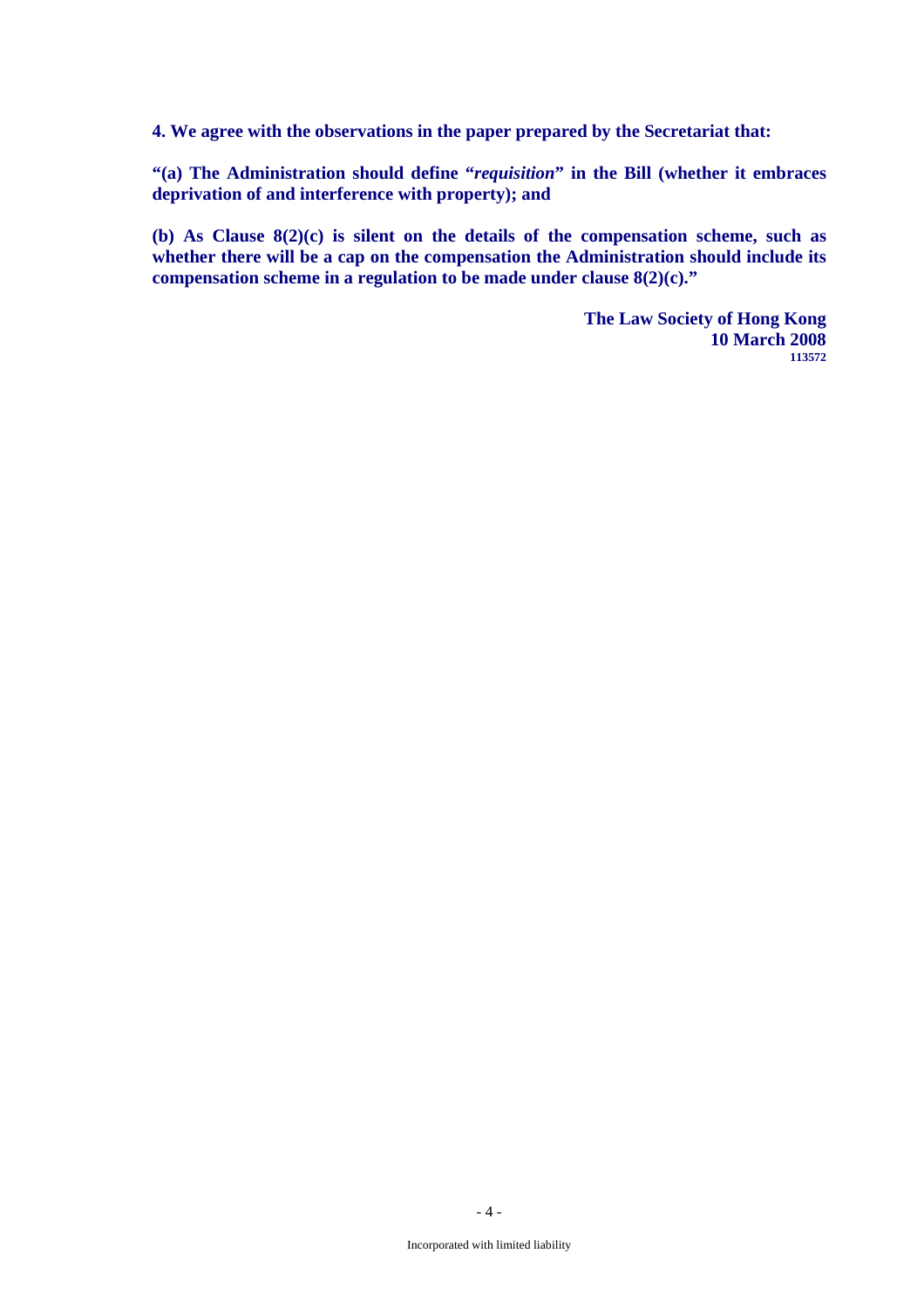**4. We agree with the observations in the paper prepared by the Secretariat that:**

**"(a) The Administration should define "*requisition*" in the Bill (whether it embraces deprivation of and interference with property); and**

**(b) As Clause 8(2)(c) is silent on the details of the compensation scheme, such as whether there will be a cap on the compensation the Administration should include its compensation scheme in a regulation to be made under clause 8(2)(c)."**

**The Law Society of Hong Kong**
**10 March 2008**
**113572**

Incorporated with limited liability